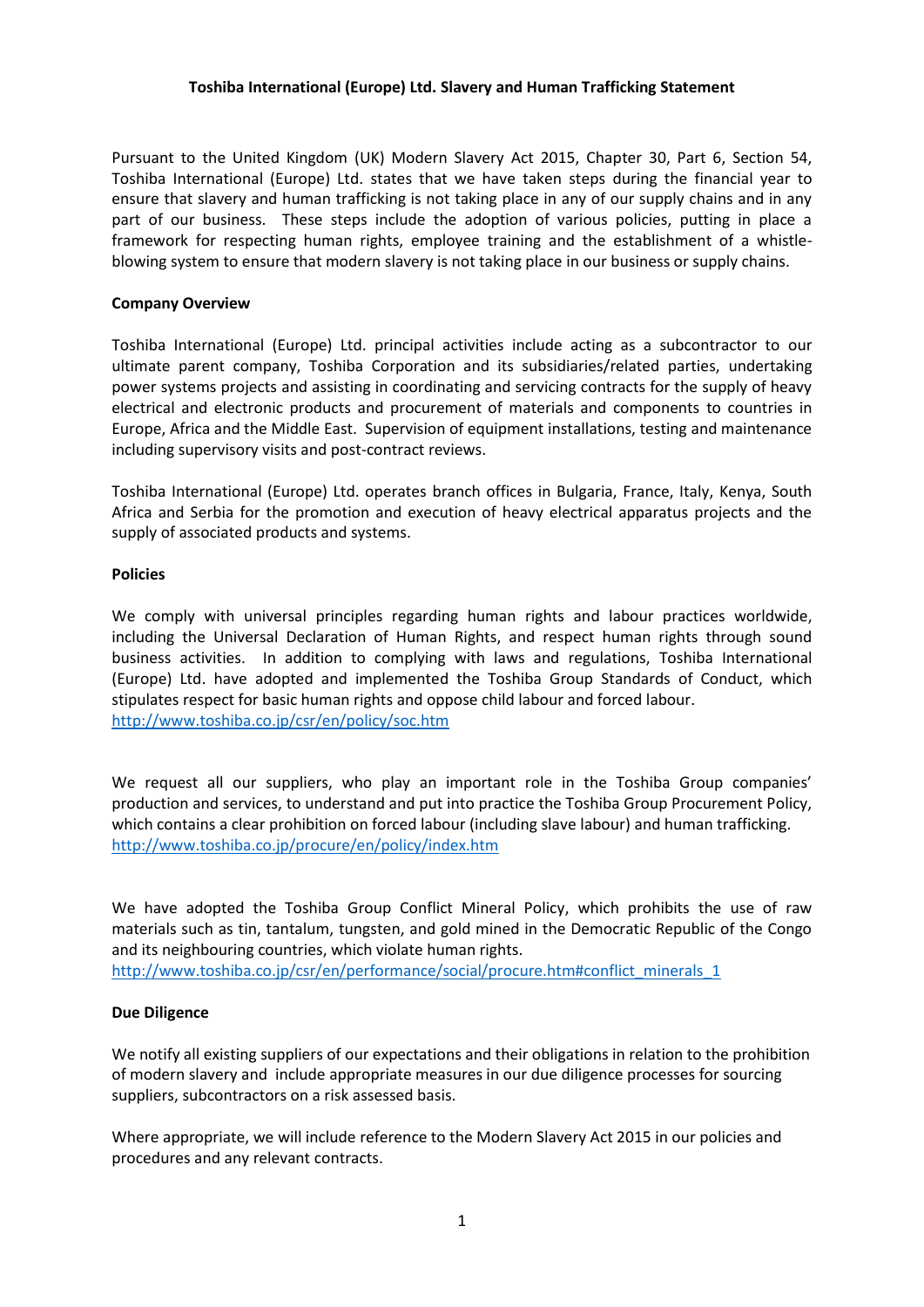**Toshiba International (Europe) Ltd. Slavery and Human Trafficking Statement**

Pursuant to the United Kingdom (UK) Modern Slavery Act 2015, Chapter 30, Part 6, Section 54, Toshiba International (Europe) Ltd. states that we have taken steps during the financial year to ensure that slavery and human trafficking is not taking place in any of our supply chains and in any part of our business. These steps include the adoption of various policies, putting in place a framework for respecting human rights, employee training and the establishment of a whistle-blowing system to ensure that modern slavery is not taking place in our business or supply chains.

**Company Overview**

Toshiba International (Europe) Ltd. principal activities include acting as a subcontractor to our ultimate parent company, Toshiba Corporation and its subsidiaries/related parties, undertaking power systems projects and assisting in coordinating and servicing contracts for the supply of heavy electrical and electronic products and procurement of materials and components to countries in Europe, Africa and the Middle East. Supervision of equipment installations, testing and maintenance including supervisory visits and post-contract reviews.

Toshiba International (Europe) Ltd. operates branch offices in Bulgaria, France, Italy, Kenya, South Africa and Serbia for the promotion and execution of heavy electrical apparatus projects and the supply of associated products and systems.

**Policies**

We comply with universal principles regarding human rights and labour practices worldwide, including the Universal Declaration of Human Rights, and respect human rights through sound business activities. In addition to complying with laws and regulations, Toshiba International (Europe) Ltd. have adopted and implemented the Toshiba Group Standards of Conduct, which stipulates respect for basic human rights and oppose child labour and forced labour.
http://www.toshiba.co.jp/csr/en/policy/soc.htm

We request all our suppliers, who play an important role in the Toshiba Group companies' production and services, to understand and put into practice the Toshiba Group Procurement Policy, which contains a clear prohibition on forced labour (including slave labour) and human trafficking.
http://www.toshiba.co.jp/procure/en/policy/index.htm

We have adopted the Toshiba Group Conflict Mineral Policy, which prohibits the use of raw materials such as tin, tantalum, tungsten, and gold mined in the Democratic Republic of the Congo and its neighbouring countries, which violate human rights.
http://www.toshiba.co.jp/csr/en/performance/social/procure.htm#conflict_minerals_1

**Due Diligence**

We notify all existing suppliers of our expectations and their obligations in relation to the prohibition of modern slavery and include appropriate measures in our due diligence processes for sourcing suppliers, subcontractors on a risk assessed basis.

Where appropriate, we will include reference to the Modern Slavery Act 2015 in our policies and procedures and any relevant contracts.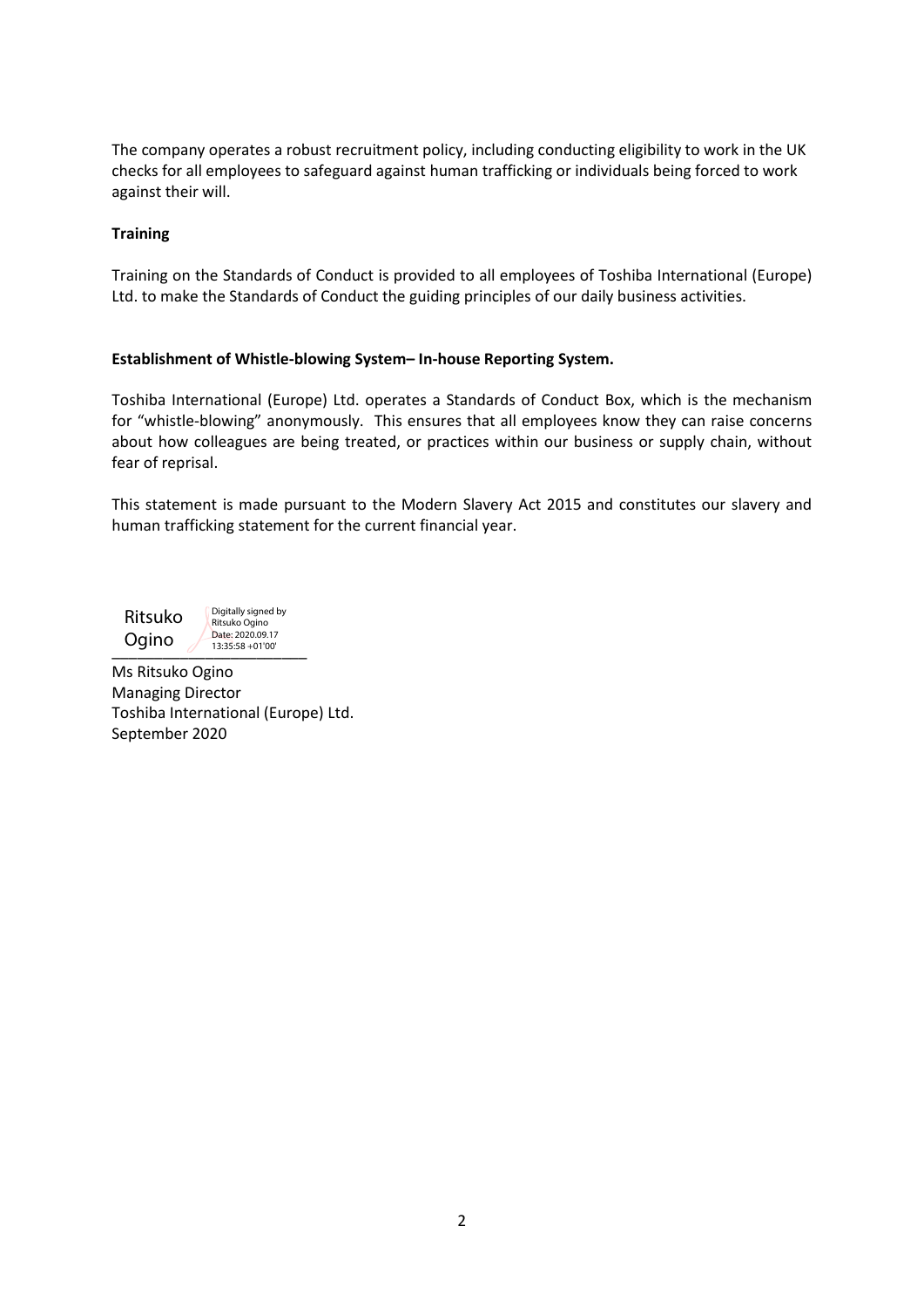The company operates a robust recruitment policy, including conducting eligibility to work in the UK checks for all employees to safeguard against human trafficking or individuals being forced to work against their will.

**Training**

Training on the Standards of Conduct is provided to all employees of Toshiba International (Europe) Ltd. to make the Standards of Conduct the guiding principles of our daily business activities.

**Establishment of Whistle-blowing System– In-house Reporting System.**

Toshiba International (Europe) Ltd. operates a Standards of Conduct Box, which is the mechanism for "whistle-blowing" anonymously. This ensures that all employees know they can raise concerns about how colleagues are being treated, or practices within our business or supply chain, without fear of reprisal.

This statement is made pursuant to the Modern Slavery Act 2015 and constitutes our slavery and human trafficking statement for the current financial year.

Ritsuko Ogino

Digitally signed by Ritsuko Ogino
Date: 2020.09.17 13:35:58 +01'00'

Ms Ritsuko Ogino
Managing Director
Toshiba International (Europe) Ltd.
September 2020